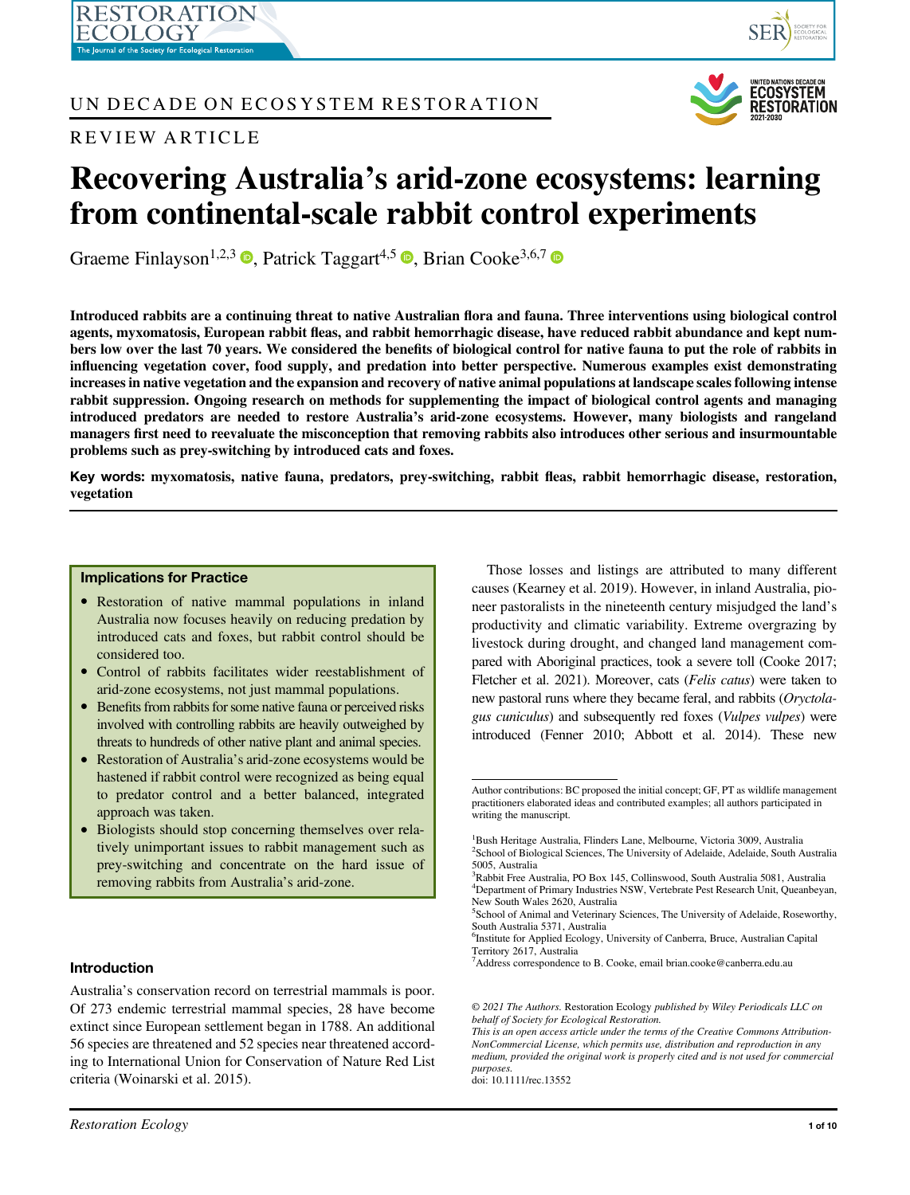UN DECADE ON ECOSYSTEM RESTORATION

REVIEW ARTICLE

# Recovering Australia's arid-zone ecosystems: learning from continental-scale rabbit control experiments

Graeme Finlayson[1,2,3], Patrick Taggart[4,5], Brian Cooke[3,6,7]

**Introduced rabbits are a continuing threat to native Australian flora and fauna. Three interventions using biological control agents, myxomatosis, European rabbit fleas, and rabbit hemorrhagic disease, have reduced rabbit abundance and kept numbers low over the last 70 years. We considered the benefits of biological control for native fauna to put the role of rabbits in influencing vegetation cover, food supply, and predation into better perspective. Numerous examples exist demonstrating increases in native vegetation and the expansion and recovery of native animal populations at landscape scales following intense rabbit suppression. Ongoing research on methods for supplementing the impact of biological control agents and managing introduced predators are needed to restore Australia's arid-zone ecosystems. However, many biologists and rangeland managers first need to reevaluate the misconception that removing rabbits also introduces other serious and insurmountable problems such as prey-switching by introduced cats and foxes.**

**Key words: myxomatosis, native fauna, predators, prey-switching, rabbit fleas, rabbit hemorrhagic disease, restoration, vegetation**

### Implications for Practice

- Restoration of native mammal populations in inland Australia now focuses heavily on reducing predation by introduced cats and foxes, but rabbit control should be considered too.
- Control of rabbits facilitates wider reestablishment of arid-zone ecosystems, not just mammal populations.
- Benefits from rabbits for some native fauna or perceived risks involved with controlling rabbits are heavily outweighed by threats to hundreds of other native plant and animal species.
- Restoration of Australia's arid-zone ecosystems would be hastened if rabbit control were recognized as being equal to predator control and a better balanced, integrated approach was taken.
- Biologists should stop concerning themselves over relatively unimportant issues to rabbit management such as prey-switching and concentrate on the hard issue of removing rabbits from Australia's arid-zone.

## Introduction

Australia's conservation record on terrestrial mammals is poor. Of 273 endemic terrestrial mammal species, 28 have become extinct since European settlement began in 1788. An additional 56 species are threatened and 52 species near threatened according to International Union for Conservation of Nature Red List criteria (Woinarski et al. 2015).

Those losses and listings are attributed to many different causes (Kearney et al. 2019). However, in inland Australia, pioneer pastoralists in the nineteenth century misjudged the land's productivity and climatic variability. Extreme overgrazing by livestock during drought, and changed land management compared with Aboriginal practices, took a severe toll (Cooke 2017; Fletcher et al. 2021). Moreover, cats (*Felis catus*) were taken to new pastoral runs where they became feral, and rabbits (*Oryctolagus cuniculus*) and subsequently red foxes (*Vulpes vulpes*) were introduced (Fenner 2010; Abbott et al. 2014). These new

---

Author contributions: BC proposed the initial concept; GF, PT as wildlife management practitioners elaborated ideas and contributed examples; all authors participated in writing the manuscript.

[1]Bush Heritage Australia, Flinders Lane, Melbourne, Victoria 3009, Australia
[2]School of Biological Sciences, The University of Adelaide, Adelaide, South Australia 5005, Australia
[3]Rabbit Free Australia, PO Box 145, Collinswood, South Australia 5081, Australia
[4]Department of Primary Industries NSW, Vertebrate Pest Research Unit, Queanbeyan, New South Wales 2620, Australia
[5]School of Animal and Veterinary Sciences, The University of Adelaide, Roseworthy, South Australia 5371, Australia
[6]Institute for Applied Ecology, University of Canberra, Bruce, Australian Capital Territory 2617, Australia
[7]Address correspondence to B. Cooke, email brian.cooke@canberra.edu.au

*© 2021 The Authors.* Restoration Ecology *published by Wiley Periodicals LLC on behalf of Society for Ecological Restoration.*
*This is an open access article under the terms of the Creative Commons Attribution-NonCommercial License, which permits use, distribution and reproduction in any medium, provided the original work is properly cited and is not used for commercial purposes.*
doi: 10.1111/rec.13552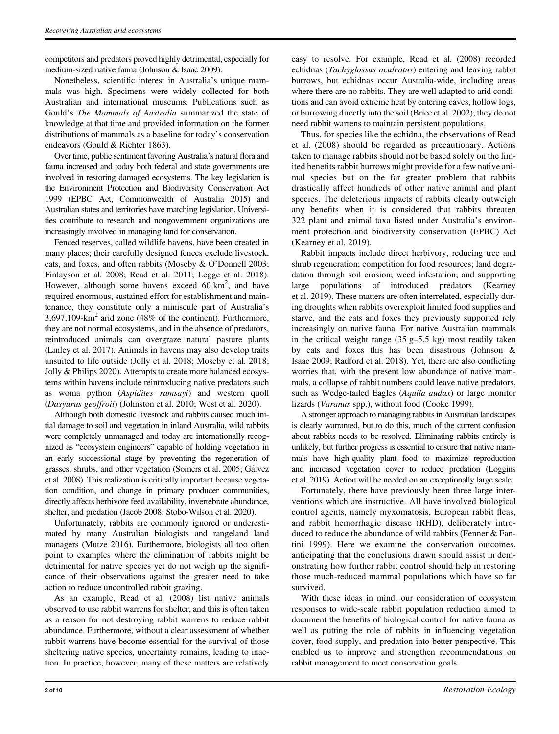competitors and predators proved highly detrimental, especially for medium-sized native fauna (Johnson & Isaac 2009).

Nonetheless, scientific interest in Australia's unique mammals was high. Specimens were widely collected for both Australian and international museums. Publications such as Gould's *The Mammals of Australia* summarized the state of knowledge at that time and provided information on the former distributions of mammals as a baseline for today's conservation endeavors (Gould & Richter 1863).

Over time, public sentiment favoring Australia's natural flora and fauna increased and today both federal and state governments are involved in restoring damaged ecosystems. The key legislation is the Environment Protection and Biodiversity Conservation Act 1999 (EPBC Act, Commonwealth of Australia 2015) and Australian states and territories have matching legislation. Universities contribute to research and nongovernment organizations are increasingly involved in managing land for conservation.

Fenced reserves, called wildlife havens, have been created in many places; their carefully designed fences exclude livestock, cats, and foxes, and often rabbits (Moseby & O'Donnell 2003; Finlayson et al. 2008; Read et al. 2011; Legge et al. 2018). However, although some havens exceed 60 $km^2$, and have required enormous, sustained effort for establishment and maintenance, they constitute only a miniscule part of Australia's 3,697,109-$km^2$ arid zone (48% of the continent). Furthermore, they are not normal ecosystems, and in the absence of predators, reintroduced animals can overgraze natural pasture plants (Linley et al. 2017). Animals in havens may also develop traits unsuited to life outside (Jolly et al. 2018; Moseby et al. 2018; Jolly & Philips 2020). Attempts to create more balanced ecosystems within havens include reintroducing native predators such as woma python (*Aspidites ramsayi*) and western quoll (*Dasyurus geoffroii*) (Johnston et al. 2010; West et al. 2020).

Although both domestic livestock and rabbits caused much initial damage to soil and vegetation in inland Australia, wild rabbits were completely unmanaged and today are internationally recognized as "ecosystem engineers" capable of holding vegetation in an early successional stage by preventing the regeneration of grasses, shrubs, and other vegetation (Somers et al. 2005; Gálvez et al. 2008). This realization is critically important because vegetation condition, and change in primary producer communities, directly affects herbivore feed availability, invertebrate abundance, shelter, and predation (Jacob 2008; Stobo-Wilson et al. 2020).

Unfortunately, rabbits are commonly ignored or underestimated by many Australian biologists and rangeland land managers (Mutze 2016). Furthermore, biologists all too often point to examples where the elimination of rabbits might be detrimental for native species yet do not weigh up the significance of their observations against the greater need to take action to reduce uncontrolled rabbit grazing.

As an example, Read et al. (2008) list native animals observed to use rabbit warrens for shelter, and this is often taken as a reason for not destroying rabbit warrens to reduce rabbit abundance. Furthermore, without a clear assessment of whether rabbit warrens have become essential for the survival of those sheltering native species, uncertainty remains, leading to inaction. In practice, however, many of these matters are relatively easy to resolve. For example, Read et al. (2008) recorded echidnas (*Tachyglossus aculeatus*) entering and leaving rabbit burrows, but echidnas occur Australia-wide, including areas where there are no rabbits. They are well adapted to arid conditions and can avoid extreme heat by entering caves, hollow logs, or burrowing directly into the soil (Brice et al. 2002); they do not need rabbit warrens to maintain persistent populations.

Thus, for species like the echidna, the observations of Read et al. (2008) should be regarded as precautionary. Actions taken to manage rabbits should not be based solely on the limited benefits rabbit burrows might provide for a few native animal species but on the far greater problem that rabbits drastically affect hundreds of other native animal and plant species. The deleterious impacts of rabbits clearly outweigh any benefits when it is considered that rabbits threaten 322 plant and animal taxa listed under Australia's environment protection and biodiversity conservation (EPBC) Act (Kearney et al. 2019).

Rabbit impacts include direct herbivory, reducing tree and shrub regeneration; competition for food resources; land degradation through soil erosion; weed infestation; and supporting large populations of introduced predators (Kearney et al. 2019). These matters are often interrelated, especially during droughts when rabbits overexploit limited food supplies and starve, and the cats and foxes they previously supported rely increasingly on native fauna. For native Australian mammals in the critical weight range (35 g–5.5 kg) most readily taken by cats and foxes this has been disastrous (Johnson & Isaac 2009; Radford et al. 2018). Yet, there are also conflicting worries that, with the present low abundance of native mammals, a collapse of rabbit numbers could leave native predators, such as Wedge-tailed Eagles (*Aquila audax*) or large monitor lizards (*Varanus* spp.), without food (Cooke 1999).

A stronger approach to managing rabbits in Australian landscapes is clearly warranted, but to do this, much of the current confusion about rabbits needs to be resolved. Eliminating rabbits entirely is unlikely, but further progress is essential to ensure that native mammals have high-quality plant food to maximize reproduction and increased vegetation cover to reduce predation (Loggins et al. 2019). Action will be needed on an exceptionally large scale.

Fortunately, there have previously been three large interventions which are instructive. All have involved biological control agents, namely myxomatosis, European rabbit fleas, and rabbit hemorrhagic disease (RHD), deliberately introduced to reduce the abundance of wild rabbits (Fenner & Fantini 1999). Here we examine the conservation outcomes, anticipating that the conclusions drawn should assist in demonstrating how further rabbit control should help in restoring those much-reduced mammal populations which have so far survived.

With these ideas in mind, our consideration of ecosystem responses to wide-scale rabbit population reduction aimed to document the benefits of biological control for native fauna as well as putting the role of rabbits in influencing vegetation cover, food supply, and predation into better perspective. This enabled us to improve and strengthen recommendations on rabbit management to meet conservation goals.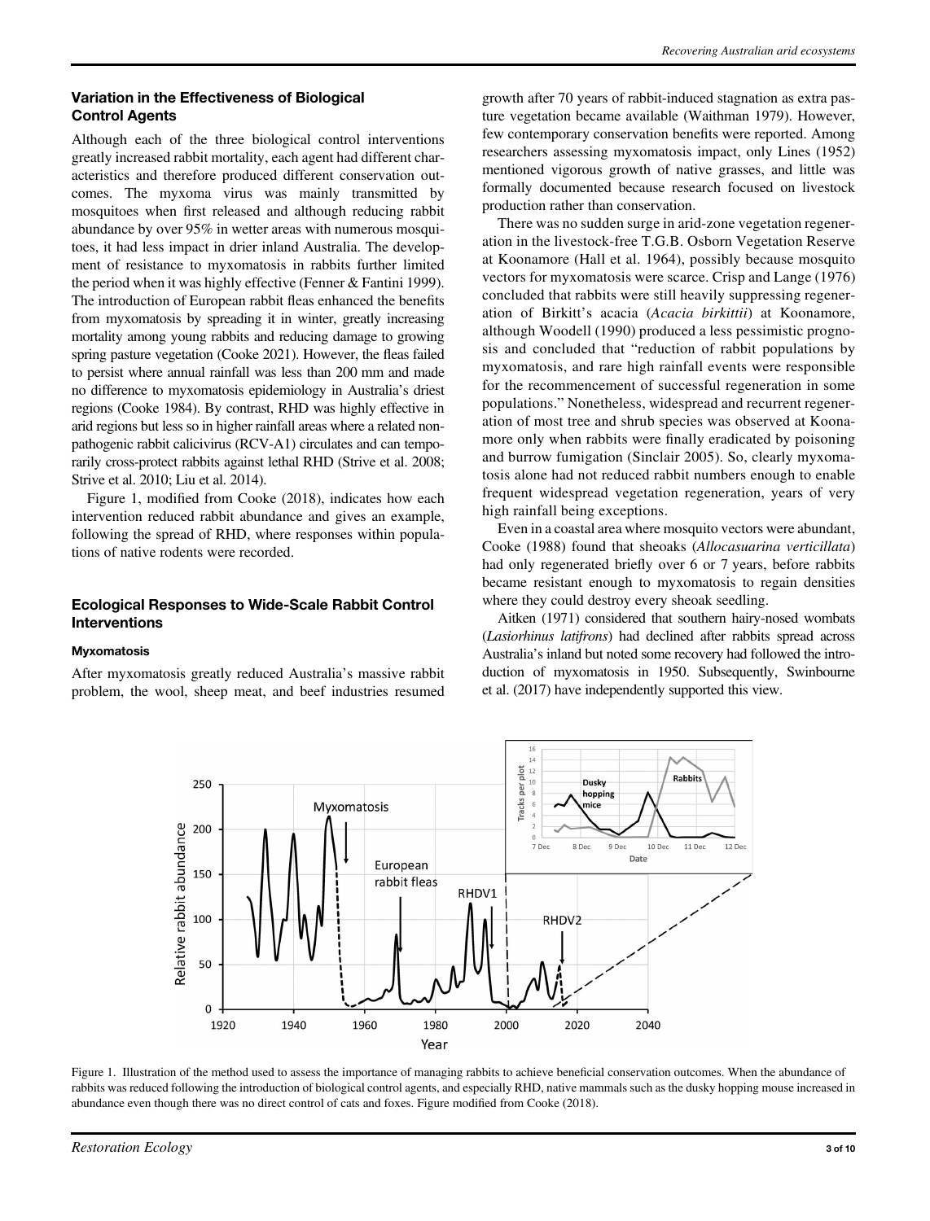### Variation in the Effectiveness of Biological Control Agents

Although each of the three biological control interventions greatly increased rabbit mortality, each agent had different characteristics and therefore produced different conservation outcomes. The myxoma virus was mainly transmitted by mosquitoes when first released and although reducing rabbit abundance by over 95% in wetter areas with numerous mosquitoes, it had less impact in drier inland Australia. The development of resistance to myxomatosis in rabbits further limited the period when it was highly effective (Fenner & Fantini 1999). The introduction of European rabbit fleas enhanced the benefits from myxomatosis by spreading it in winter, greatly increasing mortality among young rabbits and reducing damage to growing spring pasture vegetation (Cooke 2021). However, the fleas failed to persist where annual rainfall was less than 200 mm and made no difference to myxomatosis epidemiology in Australia's driest regions (Cooke 1984). By contrast, RHD was highly effective in arid regions but less so in higher rainfall areas where a related non-pathogenic rabbit calicivirus (RCV-A1) circulates and can temporarily cross-protect rabbits against lethal RHD (Strive et al. 2008; Strive et al. 2010; Liu et al. 2014).

Figure 1, modified from Cooke (2018), indicates how each intervention reduced rabbit abundance and gives an example, following the spread of RHD, where responses within populations of native rodents were recorded.

### Ecological Responses to Wide-Scale Rabbit Control Interventions

#### Myxomatosis

After myxomatosis greatly reduced Australia's massive rabbit problem, the wool, sheep meat, and beef industries resumed growth after 70 years of rabbit-induced stagnation as extra pasture vegetation became available (Waithman 1979). However, few contemporary conservation benefits were reported. Among researchers assessing myxomatosis impact, only Lines (1952) mentioned vigorous growth of native grasses, and little was formally documented because research focused on livestock production rather than conservation.

There was no sudden surge in arid-zone vegetation regeneration in the livestock-free T.G.B. Osborn Vegetation Reserve at Koonamore (Hall et al. 1964), possibly because mosquito vectors for myxomatosis were scarce. Crisp and Lange (1976) concluded that rabbits were still heavily suppressing regeneration of Birkitt's acacia (*Acacia birkittii*) at Koonamore, although Woodell (1990) produced a less pessimistic prognosis and concluded that "reduction of rabbit populations by myxomatosis, and rare high rainfall events were responsible for the recommencement of successful regeneration in some populations." Nonetheless, widespread and recurrent regeneration of most tree and shrub species was observed at Koonamore only when rabbits were finally eradicated by poisoning and burrow fumigation (Sinclair 2005). So, clearly myxomatosis alone had not reduced rabbit numbers enough to enable frequent widespread vegetation regeneration, years of very high rainfall being exceptions.

Even in a coastal area where mosquito vectors were abundant, Cooke (1988) found that sheoaks (*Allocasuarina verticillata*) had only regenerated briefly over 6 or 7 years, before rabbits became resistant enough to myxomatosis to regain densities where they could destroy every sheoak seedling.

Aitken (1971) considered that southern hairy-nosed wombats (*Lasiorhinus latifrons*) had declined after rabbits spread across Australia's inland but noted some recovery had followed the introduction of myxomatosis in 1950. Subsequently, Swinbourne et al. (2017) have independently supported this view.

Figure 1. Illustration of the method used to assess the importance of managing rabbits to achieve beneficial conservation outcomes. When the abundance of rabbits was reduced following the introduction of biological control agents, and especially RHD, native mammals such as the dusky hopping mouse increased in abundance even though there was no direct control of cats and foxes. Figure modified from Cooke (2018).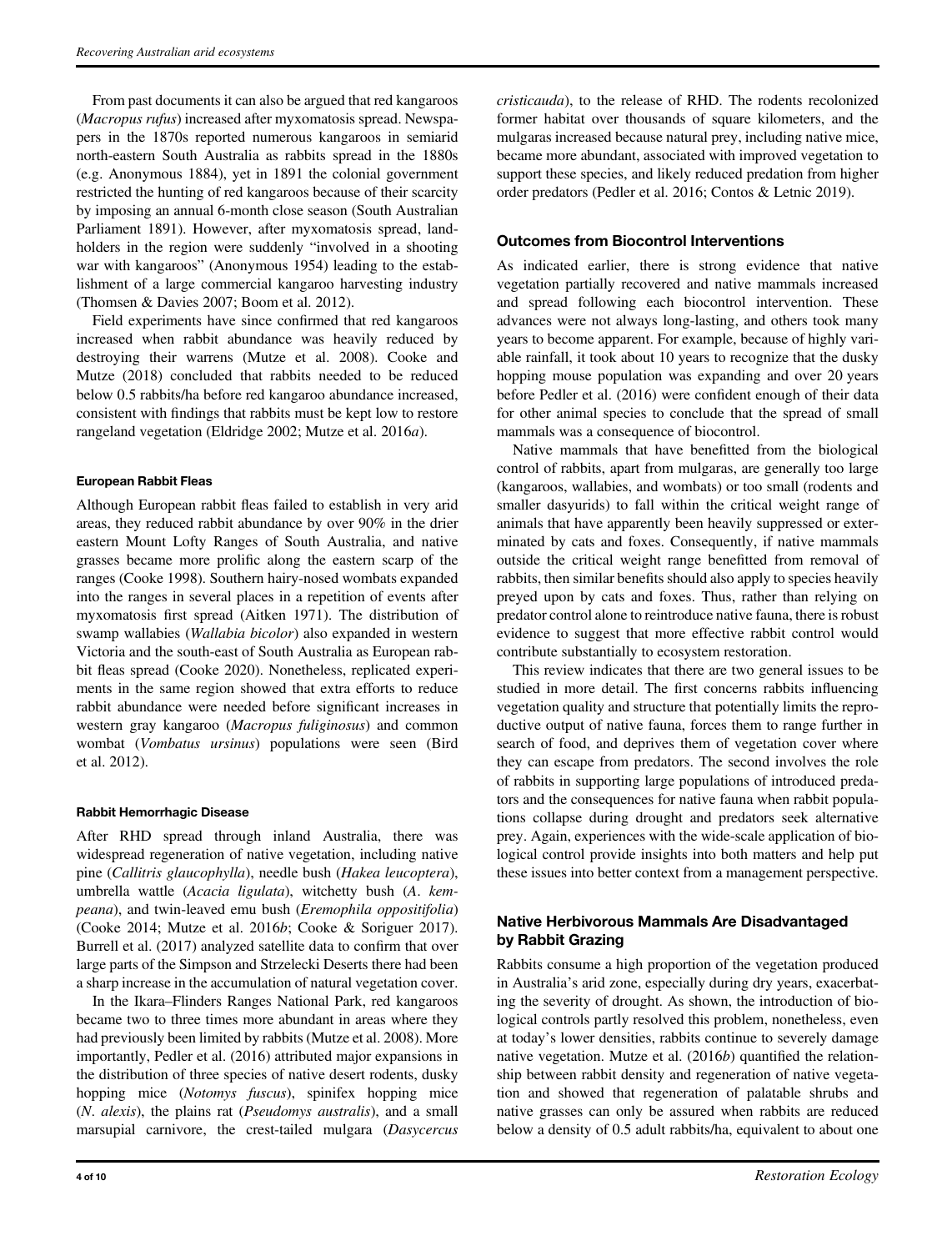From past documents it can also be argued that red kangaroos (*Macropus rufus*) increased after myxomatosis spread. Newspapers in the 1870s reported numerous kangaroos in semiarid north-eastern South Australia as rabbits spread in the 1880s (e.g. Anonymous 1884), yet in 1891 the colonial government restricted the hunting of red kangaroos because of their scarcity by imposing an annual 6-month close season (South Australian Parliament 1891). However, after myxomatosis spread, landholders in the region were suddenly "involved in a shooting war with kangaroos" (Anonymous 1954) leading to the establishment of a large commercial kangaroo harvesting industry (Thomsen & Davies 2007; Boom et al. 2012).

Field experiments have since confirmed that red kangaroos increased when rabbit abundance was heavily reduced by destroying their warrens (Mutze et al. 2008). Cooke and Mutze (2018) concluded that rabbits needed to be reduced below 0.5 rabbits/ha before red kangaroo abundance increased, consistent with findings that rabbits must be kept low to restore rangeland vegetation (Eldridge 2002; Mutze et al. 2016*a*).

#### European Rabbit Fleas

Although European rabbit fleas failed to establish in very arid areas, they reduced rabbit abundance by over 90% in the drier eastern Mount Lofty Ranges of South Australia, and native grasses became more prolific along the eastern scarp of the ranges (Cooke 1998). Southern hairy-nosed wombats expanded into the ranges in several places in a repetition of events after myxomatosis first spread (Aitken 1971). The distribution of swamp wallabies (*Wallabia bicolor*) also expanded in western Victoria and the south-east of South Australia as European rabbit fleas spread (Cooke 2020). Nonetheless, replicated experiments in the same region showed that extra efforts to reduce rabbit abundance were needed before significant increases in western gray kangaroo (*Macropus fuliginosus*) and common wombat (*Vombatus ursinus*) populations were seen (Bird et al. 2012).

#### Rabbit Hemorrhagic Disease

After RHD spread through inland Australia, there was widespread regeneration of native vegetation, including native pine (*Callitris glaucophylla*), needle bush (*Hakea leucoptera*), umbrella wattle (*Acacia ligulata*), witchetty bush (*A. kempeana*), and twin-leaved emu bush (*Eremophila oppositifolia*) (Cooke 2014; Mutze et al. 2016*b*; Cooke & Soriguer 2017). Burrell et al. (2017) analyzed satellite data to confirm that over large parts of the Simpson and Strzelecki Deserts there had been a sharp increase in the accumulation of natural vegetation cover.

In the Ikara–Flinders Ranges National Park, red kangaroos became two to three times more abundant in areas where they had previously been limited by rabbits (Mutze et al. 2008). More importantly, Pedler et al. (2016) attributed major expansions in the distribution of three species of native desert rodents, dusky hopping mice (*Notomys fuscus*), spinifex hopping mice (*N. alexis*), the plains rat (*Pseudomys australis*), and a small marsupial carnivore, the crest-tailed mulgara (*Dasycercus cristicauda*), to the release of RHD. The rodents recolonized former habitat over thousands of square kilometers, and the mulgaras increased because natural prey, including native mice, became more abundant, associated with improved vegetation to support these species, and likely reduced predation from higher order predators (Pedler et al. 2016; Contos & Letnic 2019).

### Outcomes from Biocontrol Interventions

As indicated earlier, there is strong evidence that native vegetation partially recovered and native mammals increased and spread following each biocontrol intervention. These advances were not always long-lasting, and others took many years to become apparent. For example, because of highly variable rainfall, it took about 10 years to recognize that the dusky hopping mouse population was expanding and over 20 years before Pedler et al. (2016) were confident enough of their data for other animal species to conclude that the spread of small mammals was a consequence of biocontrol.

Native mammals that have benefitted from the biological control of rabbits, apart from mulgaras, are generally too large (kangaroos, wallabies, and wombats) or too small (rodents and smaller dasyurids) to fall within the critical weight range of animals that have apparently been heavily suppressed or exterminated by cats and foxes. Consequently, if native mammals outside the critical weight range benefitted from removal of rabbits, then similar benefits should also apply to species heavily preyed upon by cats and foxes. Thus, rather than relying on predator control alone to reintroduce native fauna, there is robust evidence to suggest that more effective rabbit control would contribute substantially to ecosystem restoration.

This review indicates that there are two general issues to be studied in more detail. The first concerns rabbits influencing vegetation quality and structure that potentially limits the reproductive output of native fauna, forces them to range further in search of food, and deprives them of vegetation cover where they can escape from predators. The second involves the role of rabbits in supporting large populations of introduced predators and the consequences for native fauna when rabbit populations collapse during drought and predators seek alternative prey. Again, experiences with the wide-scale application of biological control provide insights into both matters and help put these issues into better context from a management perspective.

### Native Herbivorous Mammals Are Disadvantaged by Rabbit Grazing

Rabbits consume a high proportion of the vegetation produced in Australia's arid zone, especially during dry years, exacerbating the severity of drought. As shown, the introduction of biological controls partly resolved this problem, nonetheless, even at today's lower densities, rabbits continue to severely damage native vegetation. Mutze et al. (2016*b*) quantified the relationship between rabbit density and regeneration of native vegetation and showed that regeneration of palatable shrubs and native grasses can only be assured when rabbits are reduced below a density of 0.5 adult rabbits/ha, equivalent to about one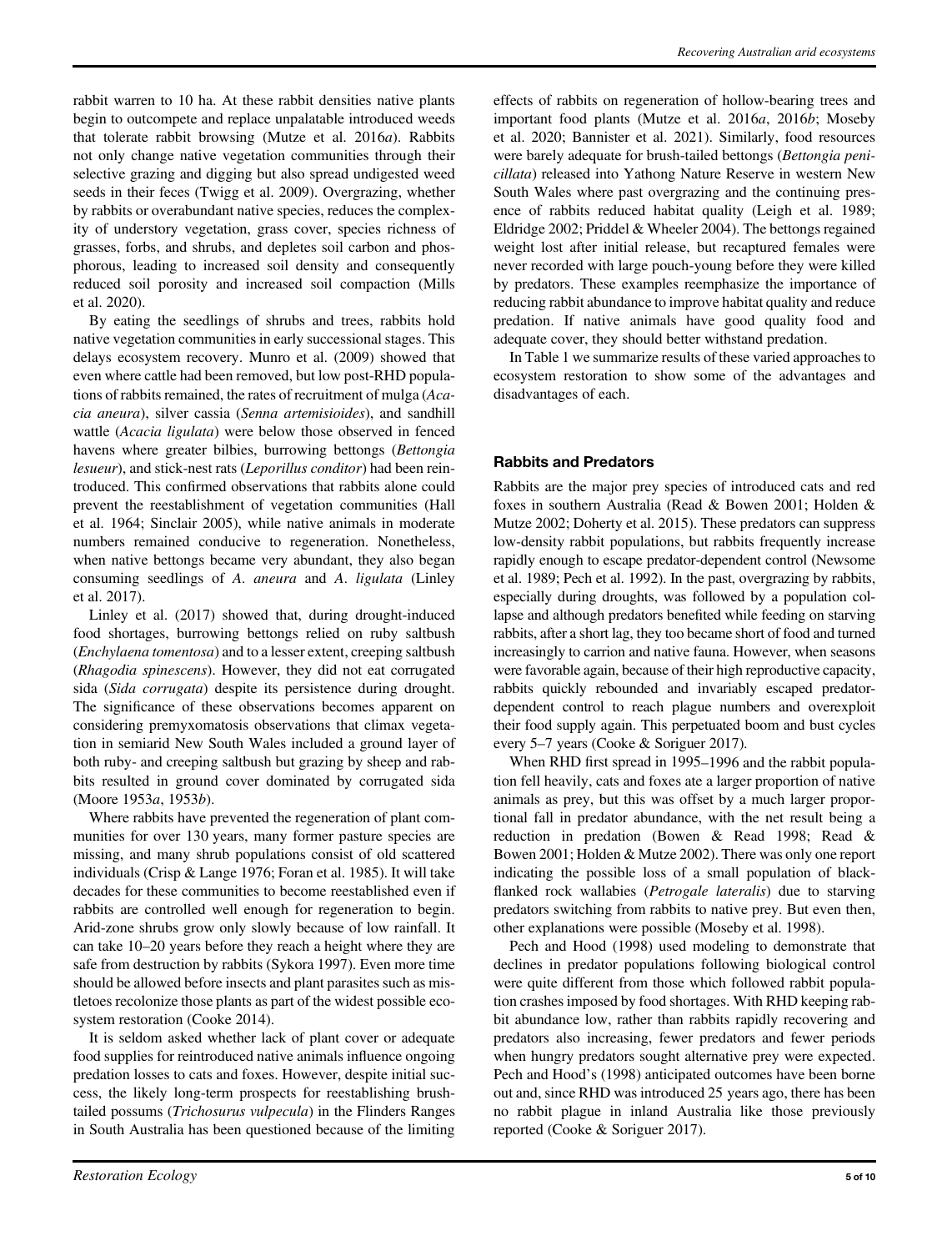rabbit warren to 10 ha. At these rabbit densities native plants begin to outcompete and replace unpalatable introduced weeds that tolerate rabbit browsing (Mutze et al. 2016*a*). Rabbits not only change native vegetation communities through their selective grazing and digging but also spread undigested weed seeds in their feces (Twigg et al. 2009). Overgrazing, whether by rabbits or overabundant native species, reduces the complexity of understory vegetation, grass cover, species richness of grasses, forbs, and shrubs, and depletes soil carbon and phosphorous, leading to increased soil density and consequently reduced soil porosity and increased soil compaction (Mills et al. 2020).

By eating the seedlings of shrubs and trees, rabbits hold native vegetation communities in early successional stages. This delays ecosystem recovery. Munro et al. (2009) showed that even where cattle had been removed, but low post-RHD populations of rabbits remained, the rates of recruitment of mulga (*Acacia aneura*), silver cassia (*Senna artemisioides*), and sandhill wattle (*Acacia ligulata*) were below those observed in fenced havens where greater bilbies, burrowing bettongs (*Bettongia lesueur*), and stick-nest rats (*Leporillus conditor*) had been reintroduced. This confirmed observations that rabbits alone could prevent the reestablishment of vegetation communities (Hall et al. 1964; Sinclair 2005), while native animals in moderate numbers remained conducive to regeneration. Nonetheless, when native bettongs became very abundant, they also began consuming seedlings of *A. aneura* and *A. ligulata* (Linley et al. 2017).

Linley et al. (2017) showed that, during drought-induced food shortages, burrowing bettongs relied on ruby saltbush (*Enchylaena tomentosa*) and to a lesser extent, creeping saltbush (*Rhagodia spinescens*). However, they did not eat corrugated sida (*Sida corrugata*) despite its persistence during drought. The significance of these observations becomes apparent on considering premyxomatosis observations that climax vegetation in semiarid New South Wales included a ground layer of both ruby- and creeping saltbush but grazing by sheep and rabbits resulted in ground cover dominated by corrugated sida (Moore 1953*a*, 1953*b*).

Where rabbits have prevented the regeneration of plant communities for over 130 years, many former pasture species are missing, and many shrub populations consist of old scattered individuals (Crisp & Lange 1976; Foran et al. 1985). It will take decades for these communities to become reestablished even if rabbits are controlled well enough for regeneration to begin. Arid-zone shrubs grow only slowly because of low rainfall. It can take 10–20 years before they reach a height where they are safe from destruction by rabbits (Sykora 1997). Even more time should be allowed before insects and plant parasites such as mistletoes recolonize those plants as part of the widest possible ecosystem restoration (Cooke 2014).

It is seldom asked whether lack of plant cover or adequate food supplies for reintroduced native animals influence ongoing predation losses to cats and foxes. However, despite initial success, the likely long-term prospects for reestablishing brush-tailed possums (*Trichosurus vulpecula*) in the Flinders Ranges in South Australia has been questioned because of the limiting effects of rabbits on regeneration of hollow-bearing trees and important food plants (Mutze et al. 2016*a*, 2016*b*; Moseby et al. 2020; Bannister et al. 2021). Similarly, food resources were barely adequate for brush-tailed bettongs (*Bettongia penicillata*) released into Yathong Nature Reserve in western New South Wales where past overgrazing and the continuing presence of rabbits reduced habitat quality (Leigh et al. 1989; Eldridge 2002; Priddel & Wheeler 2004). The bettongs regained weight lost after initial release, but recaptured females were never recorded with large pouch-young before they were killed by predators. These examples reemphasize the importance of reducing rabbit abundance to improve habitat quality and reduce predation. If native animals have good quality food and adequate cover, they should better withstand predation.

In Table 1 we summarize results of these varied approaches to ecosystem restoration to show some of the advantages and disadvantages of each.

## Rabbits and Predators

Rabbits are the major prey species of introduced cats and red foxes in southern Australia (Read & Bowen 2001; Holden & Mutze 2002; Doherty et al. 2015). These predators can suppress low-density rabbit populations, but rabbits frequently increase rapidly enough to escape predator-dependent control (Newsome et al. 1989; Pech et al. 1992). In the past, overgrazing by rabbits, especially during droughts, was followed by a population collapse and although predators benefited while feeding on starving rabbits, after a short lag, they too became short of food and turned increasingly to carrion and native fauna. However, when seasons were favorable again, because of their high reproductive capacity, rabbits quickly rebounded and invariably escaped predator-dependent control to reach plague numbers and overexploit their food supply again. This perpetuated boom and bust cycles every 5–7 years (Cooke & Soriguer 2017).

When RHD first spread in 1995–1996 and the rabbit population fell heavily, cats and foxes ate a larger proportion of native animals as prey, but this was offset by a much larger proportional fall in predator abundance, with the net result being a reduction in predation (Bowen & Read 1998; Read & Bowen 2001; Holden & Mutze 2002). There was only one report indicating the possible loss of a small population of black-flanked rock wallabies (*Petrogale lateralis*) due to starving predators switching from rabbits to native prey. But even then, other explanations were possible (Moseby et al. 1998).

Pech and Hood (1998) used modeling to demonstrate that declines in predator populations following biological control were quite different from those which followed rabbit population crashes imposed by food shortages. With RHD keeping rabbit abundance low, rather than rabbits rapidly recovering and predators also increasing, fewer predators and fewer periods when hungry predators sought alternative prey were expected. Pech and Hood's (1998) anticipated outcomes have been borne out and, since RHD was introduced 25 years ago, there has been no rabbit plague in inland Australia like those previously reported (Cooke & Soriguer 2017).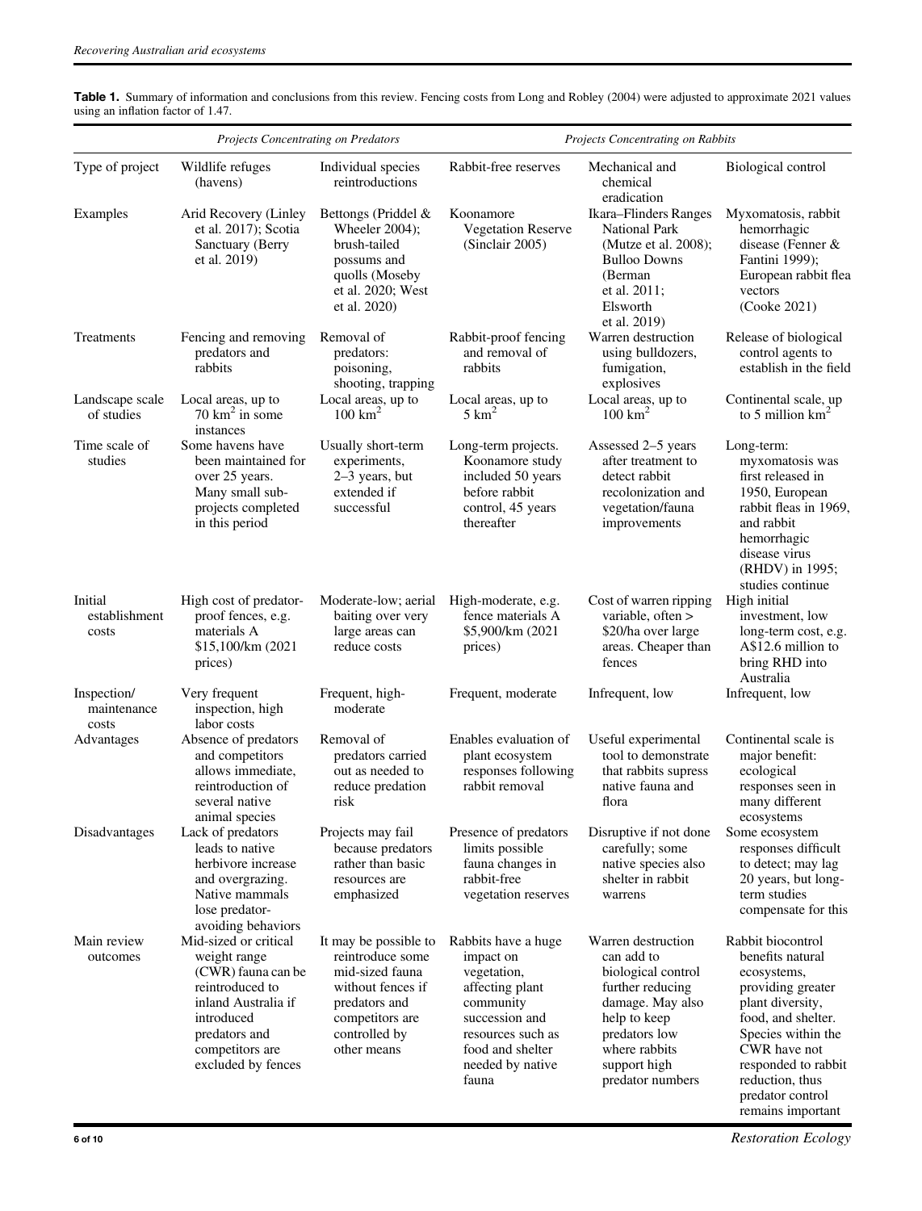**Table 1.** Summary of information and conclusions from this review. Fencing costs from Long and Robley (2004) were adjusted to approximate 2021 values using an inflation factor of 1.47.

| | *Projects Concentrating on Predators* | | *Projects Concentrating on Rabbits* | | |
|---|---|---|---|---|---|
| Type of project | Wildlife refuges (havens) | Individual species reintroductions | Rabbit-free reserves | Mechanical and chemical eradication | Biological control |
| Examples | Arid Recovery (Linley et al. 2017); Scotia Sanctuary (Berry et al. 2019) | Bettongs (Priddel & Wheeler 2004); brush-tailed possums and quolls (Moseby et al. 2020; West et al. 2020) | Koonamore Vegetation Reserve (Sinclair 2005) | Ikara–Flinders Ranges National Park (Mutze et al. 2008); Bulloo Downs (Berman et al. 2011; Elsworth et al. 2019) | Myxomatosis, rabbit hemorrhagic disease (Fenner & Fantini 1999); European rabbit flea vectors (Cooke 2021) |
| Treatments | Fencing and removing predators and rabbits | Removal of predators: poisoning, shooting, trapping | Rabbit-proof fencing and removal of rabbits | Warren destruction using bulldozers, fumigation, explosives | Release of biological control agents to establish in the field |
| Landscape scale of studies | Local areas, up to 70 km$^2$ in some instances | Local areas, up to 100 km$^2$ | Local areas, up to 5 km$^2$ | Local areas, up to 100 km$^2$ | Continental scale, up to 5 million km$^2$ |
| Time scale of studies | Some havens have been maintained for over 25 years. Many small sub-projects completed in this period | Usually short-term experiments, 2–3 years, but extended if successful | Long-term projects. Koonamore study included 50 years before rabbit control, 45 years thereafter | Assessed 2–5 years after treatment to detect rabbit recolonization and vegetation/fauna improvements | Long-term: myxomatosis was first released in 1950, European rabbit fleas in 1969, and rabbit hemorrhagic disease virus (RHDV) in 1995; studies continue |
| Initial establishment costs | High cost of predator-proof fences, e.g. materials A \$15,100/km (2021 prices) | Moderate-low; aerial baiting over very large areas can reduce costs | High-moderate, e.g. fence materials A \$5,900/km (2021 prices) | Cost of warren ripping variable, often > \$20/ha over large areas. Cheaper than fences | High initial investment, low long-term cost, e.g. A\$12.6 million to bring RHD into Australia |
| Inspection/ maintenance costs | Very frequent inspection, high labor costs | Frequent, high-moderate | Frequent, moderate | Infrequent, low | Infrequent, low |
| Advantages | Absence of predators and competitors allows immediate, reintroduction of several native animal species | Removal of predators carried out as needed to reduce predation risk | Enables evaluation of plant ecosystem responses following rabbit removal | Useful experimental tool to demonstrate that rabbits supress native fauna and flora | Continental scale is major benefit: ecological responses seen in many different ecosystems |
| Disadvantages | Lack of predators leads to native herbivore increase and overgrazing. Native mammals lose predator-avoiding behaviors | Projects may fail because predators rather than basic resources are emphasized | Presence of predators limits possible fauna changes in rabbit-free vegetation reserves | Disruptive if not done carefully; some native species also shelter in rabbit warrens | Some ecosystem responses difficult to detect; may lag 20 years, but long-term studies compensate for this |
| Main review outcomes | Mid-sized or critical weight range (CWR) fauna can be reintroduced to inland Australia if introduced predators and competitors are excluded by fences | It may be possible to reintroduce some mid-sized fauna without fences if predators and competitors are controlled by other means | Rabbits have a huge impact on vegetation, affecting plant community succession and resources such as food and shelter needed by native fauna | Warren destruction can add to biological control further reducing damage. May also help to keep predators low where rabbits support high predator numbers | Rabbit biocontrol benefits natural ecosystems, providing greater plant diversity, food, and shelter. Species within the CWR have not responded to rabbit reduction, thus predator control remains important |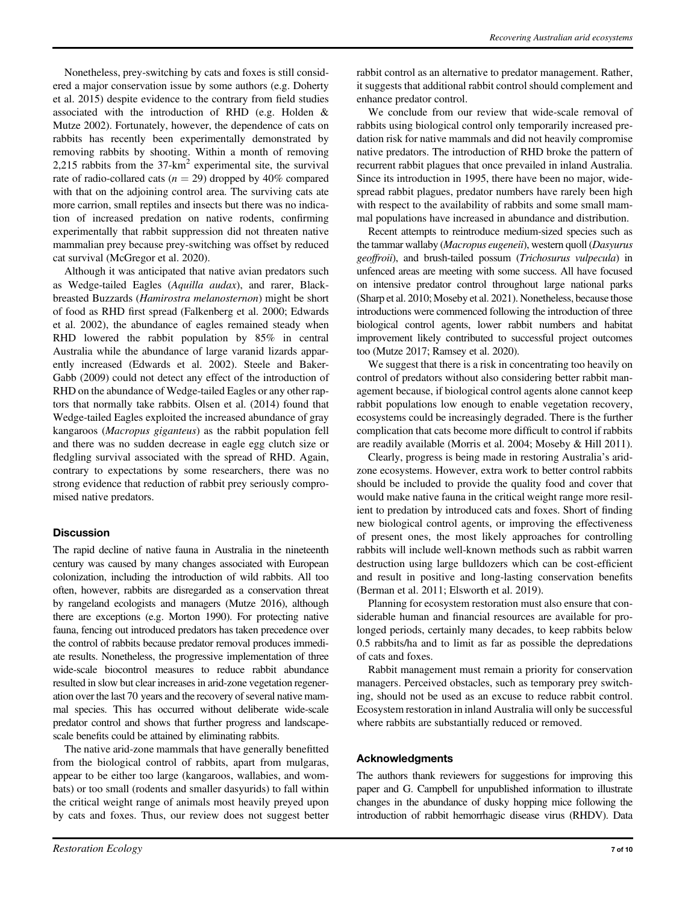Nonetheless, prey-switching by cats and foxes is still considered a major conservation issue by some authors (e.g. Doherty et al. 2015) despite evidence to the contrary from field studies associated with the introduction of RHD (e.g. Holden & Mutze 2002). Fortunately, however, the dependence of cats on rabbits has recently been experimentally demonstrated by removing rabbits by shooting. Within a month of removing 2,215 rabbits from the 37-km$^2$ experimental site, the survival rate of radio-collared cats ($n = 29$) dropped by 40% compared with that on the adjoining control area. The surviving cats ate more carrion, small reptiles and insects but there was no indication of increased predation on native rodents, confirming experimentally that rabbit suppression did not threaten native mammalian prey because prey-switching was offset by reduced cat survival (McGregor et al. 2020).

Although it was anticipated that native avian predators such as Wedge-tailed Eagles (*Aquilla audax*), and rarer, Black-breasted Buzzards (*Hamirostra melanosternon*) might be short of food as RHD first spread (Falkenberg et al. 2000; Edwards et al. 2002), the abundance of eagles remained steady when RHD lowered the rabbit population by 85% in central Australia while the abundance of large varanid lizards apparently increased (Edwards et al. 2002). Steele and Baker-Gabb (2009) could not detect any effect of the introduction of RHD on the abundance of Wedge-tailed Eagles or any other raptors that normally take rabbits. Olsen et al. (2014) found that Wedge-tailed Eagles exploited the increased abundance of gray kangaroos (*Macropus giganteus*) as the rabbit population fell and there was no sudden decrease in eagle egg clutch size or fledgling survival associated with the spread of RHD. Again, contrary to expectations by some researchers, there was no strong evidence that reduction of rabbit prey seriously compromised native predators.

## Discussion

The rapid decline of native fauna in Australia in the nineteenth century was caused by many changes associated with European colonization, including the introduction of wild rabbits. All too often, however, rabbits are disregarded as a conservation threat by rangeland ecologists and managers (Mutze 2016), although there are exceptions (e.g. Morton 1990). For protecting native fauna, fencing out introduced predators has taken precedence over the control of rabbits because predator removal produces immediate results. Nonetheless, the progressive implementation of three wide-scale biocontrol measures to reduce rabbit abundance resulted in slow but clear increases in arid-zone vegetation regeneration over the last 70 years and the recovery of several native mammal species. This has occurred without deliberate wide-scale predator control and shows that further progress and landscape-scale benefits could be attained by eliminating rabbits.

The native arid-zone mammals that have generally benefitted from the biological control of rabbits, apart from mulgaras, appear to be either too large (kangaroos, wallabies, and wombats) or too small (rodents and smaller dasyurids) to fall within the critical weight range of animals most heavily preyed upon by cats and foxes. Thus, our review does not suggest better rabbit control as an alternative to predator management. Rather, it suggests that additional rabbit control should complement and enhance predator control.

We conclude from our review that wide-scale removal of rabbits using biological control only temporarily increased predation risk for native mammals and did not heavily compromise native predators. The introduction of RHD broke the pattern of recurrent rabbit plagues that once prevailed in inland Australia. Since its introduction in 1995, there have been no major, widespread rabbit plagues, predator numbers have rarely been high with respect to the availability of rabbits and some small mammal populations have increased in abundance and distribution.

Recent attempts to reintroduce medium-sized species such as the tammar wallaby (*Macropus eugenii*), western quoll (*Dasyurus geoffroii*), and brush-tailed possum (*Trichosurus vulpecula*) in unfenced areas are meeting with some success. All have focused on intensive predator control throughout large national parks (Sharp et al. 2010; Moseby et al. 2021). Nonetheless, because those introductions were commenced following the introduction of three biological control agents, lower rabbit numbers and habitat improvement likely contributed to successful project outcomes too (Mutze 2017; Ramsey et al. 2020).

We suggest that there is a risk in concentrating too heavily on control of predators without also considering better rabbit management because, if biological control agents alone cannot keep rabbit populations low enough to enable vegetation recovery, ecosystems could be increasingly degraded. There is the further complication that cats become more difficult to control if rabbits are readily available (Morris et al. 2004; Moseby & Hill 2011).

Clearly, progress is being made in restoring Australia's arid-zone ecosystems. However, extra work to better control rabbits should be included to provide the quality food and cover that would make native fauna in the critical weight range more resilient to predation by introduced cats and foxes. Short of finding new biological control agents, or improving the effectiveness of present ones, the most likely approaches for controlling rabbits will include well-known methods such as rabbit warren destruction using large bulldozers which can be cost-efficient and result in positive and long-lasting conservation benefits (Berman et al. 2011; Elsworth et al. 2019).

Planning for ecosystem restoration must also ensure that considerable human and financial resources are available for prolonged periods, certainly many decades, to keep rabbits below 0.5 rabbits/ha and to limit as far as possible the depredations of cats and foxes.

Rabbit management must remain a priority for conservation managers. Perceived obstacles, such as temporary prey switching, should not be used as an excuse to reduce rabbit control. Ecosystem restoration in inland Australia will only be successful where rabbits are substantially reduced or removed.

## Acknowledgments

The authors thank reviewers for suggestions for improving this paper and G. Campbell for unpublished information to illustrate changes in the abundance of dusky hopping mice following the introduction of rabbit hemorrhagic disease virus (RHDV). Data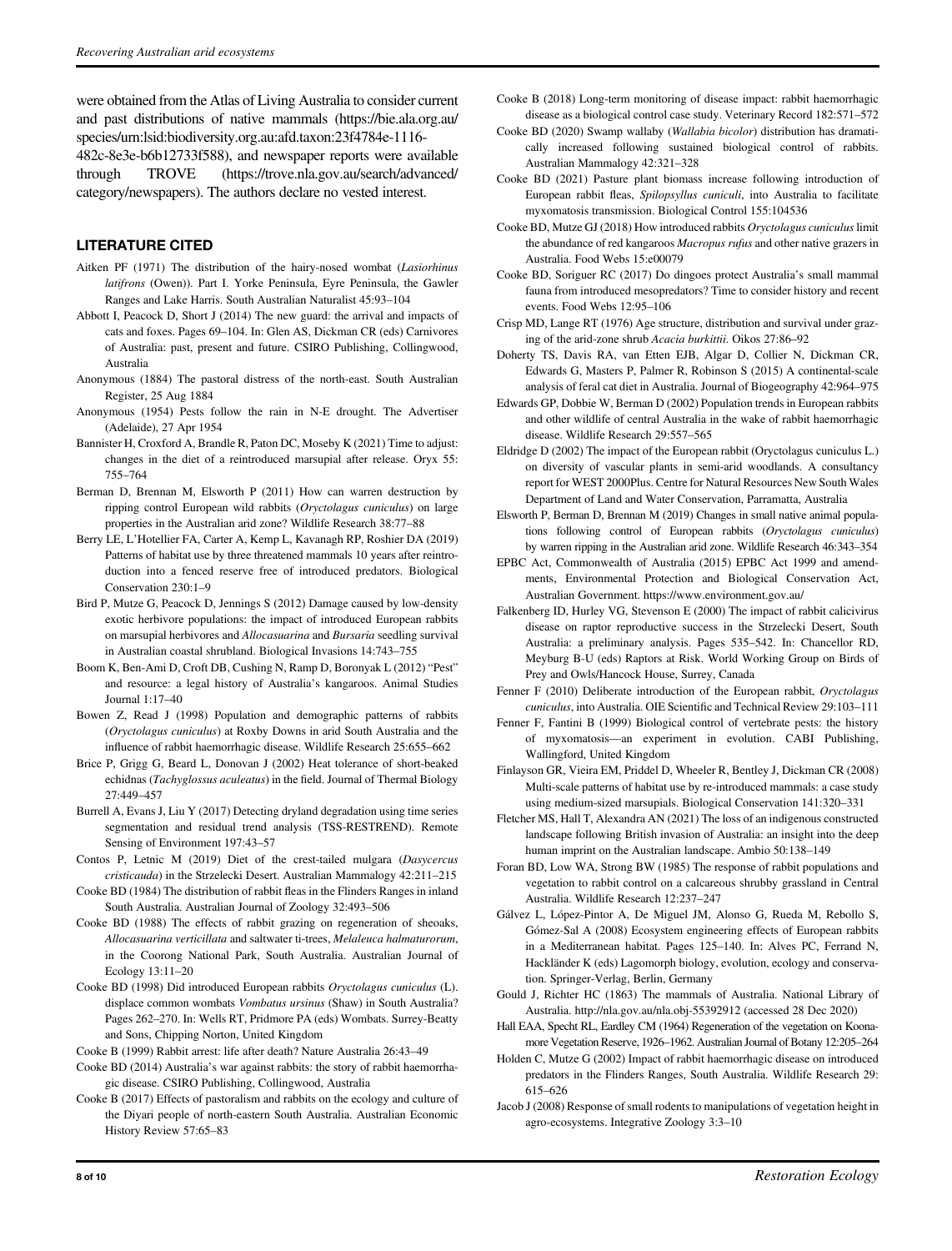were obtained from the Atlas of Living Australia to consider current and past distributions of native mammals (https://bie.ala.org.au/species/urn:lsid:biodiversity.org.au:afd.taxon:23f4784e-1116-482c-8e3e-b6b12733f588), and newspaper reports were available through TROVE (https://trove.nla.gov.au/search/advanced/category/newspapers). The authors declare no vested interest.

## LITERATURE CITED

Aitken PF (1971) The distribution of the hairy-nosed wombat (*Lasiorhinus latifrons* (Owen)). Part I. Yorke Peninsula, Eyre Peninsula, the Gawler Ranges and Lake Harris. South Australian Naturalist 45:93–104

Abbott I, Peacock D, Short J (2014) The new guard: the arrival and impacts of cats and foxes. Pages 69–104. In: Glen AS, Dickman CR (eds) Carnivores of Australia: past, present and future. CSIRO Publishing, Collingwood, Australia

Anonymous (1884) The pastoral distress of the north-east. South Australian Register, 25 Aug 1884

Anonymous (1954) Pests follow the rain in N-E drought. The Advertiser (Adelaide), 27 Apr 1954

Bannister H, Croxford A, Brandle R, Paton DC, Moseby K (2021) Time to adjust: changes in the diet of a reintroduced marsupial after release. Oryx 55: 755–764

Berman D, Brennan M, Elsworth P (2011) How can warren destruction by ripping control European wild rabbits (*Oryctolagus cuniculus*) on large properties in the Australian arid zone? Wildlife Research 38:77–88

Berry LE, L'Hotellier FA, Carter A, Kemp L, Kavanagh RP, Roshier DA (2019) Patterns of habitat use by three threatened mammals 10 years after reintroduction into a fenced reserve free of introduced predators. Biological Conservation 230:1–9

Bird P, Mutze G, Peacock D, Jennings S (2012) Damage caused by low-density exotic herbivore populations: the impact of introduced European rabbits on marsupial herbivores and *Allocasuarina* and *Bursaria* seedling survival in Australian coastal shrubland. Biological Invasions 14:743–755

Boom K, Ben-Ami D, Croft DB, Cushing N, Ramp D, Boronyak L (2012) "Pest" and resource: a legal history of Australia's kangaroos. Animal Studies Journal 1:17–40

Bowen Z, Read J (1998) Population and demographic patterns of rabbits (*Oryctolagus cuniculus*) at Roxby Downs in arid South Australia and the influence of rabbit haemorrhagic disease. Wildlife Research 25:655–662

Brice P, Grigg G, Beard L, Donovan J (2002) Heat tolerance of short-beaked echidnas (*Tachyglossus aculeatus*) in the field. Journal of Thermal Biology 27:449–457

Burrell A, Evans J, Liu Y (2017) Detecting dryland degradation using time series segmentation and residual trend analysis (TSS-RESTREND). Remote Sensing of Environment 197:43–57

Contos P, Letnic M (2019) Diet of the crest-tailed mulgara (*Dasycercus cristicauda*) in the Strzelecki Desert. Australian Mammalogy 42:211–215

Cooke BD (1984) The distribution of rabbit fleas in the Flinders Ranges in inland South Australia. Australian Journal of Zoology 32:493–506

Cooke BD (1988) The effects of rabbit grazing on regeneration of sheoaks, *Allocasuarina verticillata* and saltwater ti-trees, *Melaleuca halmaturorum*, in the Coorong National Park, South Australia. Australian Journal of Ecology 13:11–20

Cooke BD (1998) Did introduced European rabbits *Oryctolagus cuniculus* (L). displace common wombats *Vombatus ursinus* (Shaw) in South Australia? Pages 262–270. In: Wells RT, Pridmore PA (eds) Wombats. Surrey-Beatty and Sons, Chipping Norton, United Kingdom

Cooke B (1999) Rabbit arrest: life after death? Nature Australia 26:43–49

Cooke BD (2014) Australia's war against rabbits: the story of rabbit haemorrhagic disease. CSIRO Publishing, Collingwood, Australia

Cooke B (2017) Effects of pastoralism and rabbits on the ecology and culture of the Diyari people of north-eastern South Australia. Australian Economic History Review 57:65–83

Cooke B (2018) Long-term monitoring of disease impact: rabbit haemorrhagic disease as a biological control case study. Veterinary Record 182:571–572

Cooke BD (2020) Swamp wallaby (*Wallabia bicolor*) distribution has dramatically increased following sustained biological control of rabbits. Australian Mammalogy 42:321–328

Cooke BD (2021) Pasture plant biomass increase following introduction of European rabbit fleas, *Spilopsyllus cuniculi*, into Australia to facilitate myxomatosis transmission. Biological Control 155:104536

Cooke BD, Mutze GJ (2018) How introduced rabbits *Oryctolagus cuniculus* limit the abundance of red kangaroos *Macropus rufus* and other native grazers in Australia. Food Webs 15:e00079

Cooke BD, Soriguer RC (2017) Do dingoes protect Australia's small mammal fauna from introduced mesopredators? Time to consider history and recent events. Food Webs 12:95–106

Crisp MD, Lange RT (1976) Age structure, distribution and survival under grazing of the arid-zone shrub *Acacia burkittii*. Oikos 27:86–92

Doherty TS, Davis RA, van Etten EJB, Algar D, Collier N, Dickman CR, Edwards G, Masters P, Palmer R, Robinson S (2015) A continental-scale analysis of feral cat diet in Australia. Journal of Biogeography 42:964–975

Edwards GP, Dobbie W, Berman D (2002) Population trends in European rabbits and other wildlife of central Australia in the wake of rabbit haemorrhagic disease. Wildlife Research 29:557–565

Eldridge D (2002) The impact of the European rabbit (Oryctolagus cuniculus L.) on diversity of vascular plants in semi-arid woodlands. A consultancy report for WEST 2000Plus. Centre for Natural Resources New South Wales Department of Land and Water Conservation, Parramatta, Australia

Elsworth P, Berman D, Brennan M (2019) Changes in small native animal populations following control of European rabbits (*Oryctolagus cuniculus*) by warren ripping in the Australian arid zone. Wildlife Research 46:343–354

EPBC Act, Commonwealth of Australia (2015) EPBC Act 1999 and amendments, Environmental Protection and Biological Conservation Act, Australian Government. https://www.environment.gov.au/

Falkenberg ID, Hurley VG, Stevenson E (2000) The impact of rabbit calicivirus disease on raptor reproductive success in the Strzelecki Desert, South Australia: a preliminary analysis. Pages 535–542. In: Chancellor RD, Meyburg B-U (eds) Raptors at Risk. World Working Group on Birds of Prey and Owls/Hancock House, Surrey, Canada

Fenner F (2010) Deliberate introduction of the European rabbit, *Oryctolagus cuniculus*, into Australia. OIE Scientific and Technical Review 29:103–111

Fenner F, Fantini B (1999) Biological control of vertebrate pests: the history of myxomatosis—an experiment in evolution. CABI Publishing, Wallingford, United Kingdom

Finlayson GR, Vieira EM, Priddel D, Wheeler R, Bentley J, Dickman CR (2008) Multi-scale patterns of habitat use by re-introduced mammals: a case study using medium-sized marsupials. Biological Conservation 141:320–331

Fletcher MS, Hall T, Alexandra AN (2021) The loss of an indigenous constructed landscape following British invasion of Australia: an insight into the deep human imprint on the Australian landscape. Ambio 50:138–149

Foran BD, Low WA, Strong BW (1985) The response of rabbit populations and vegetation to rabbit control on a calcareous shrubby grassland in Central Australia. Wildlife Research 12:237–247

Gálvez L, López-Pintor A, De Miguel JM, Alonso G, Rueda M, Rebollo S, Gómez-Sal A (2008) Ecosystem engineering effects of European rabbits in a Mediterranean habitat. Pages 125–140. In: Alves PC, Ferrand N, Hackländer K (eds) Lagomorph biology, evolution, ecology and conservation. Springer-Verlag, Berlin, Germany

Gould J, Richter HC (1863) The mammals of Australia. National Library of Australia. http://nla.gov.au/nla.obj-55392912 (accessed 28 Dec 2020)

Hall EAA, Specht RL, Eardley CM (1964) Regeneration of the vegetation on Koonamore Vegetation Reserve, 1926–1962. Australian Journal of Botany 12:205–264

Holden C, Mutze G (2002) Impact of rabbit haemorrhagic disease on introduced predators in the Flinders Ranges, South Australia. Wildlife Research 29: 615–626

Jacob J (2008) Response of small rodents to manipulations of vegetation height in agro-ecosystems. Integrative Zoology 3:3–10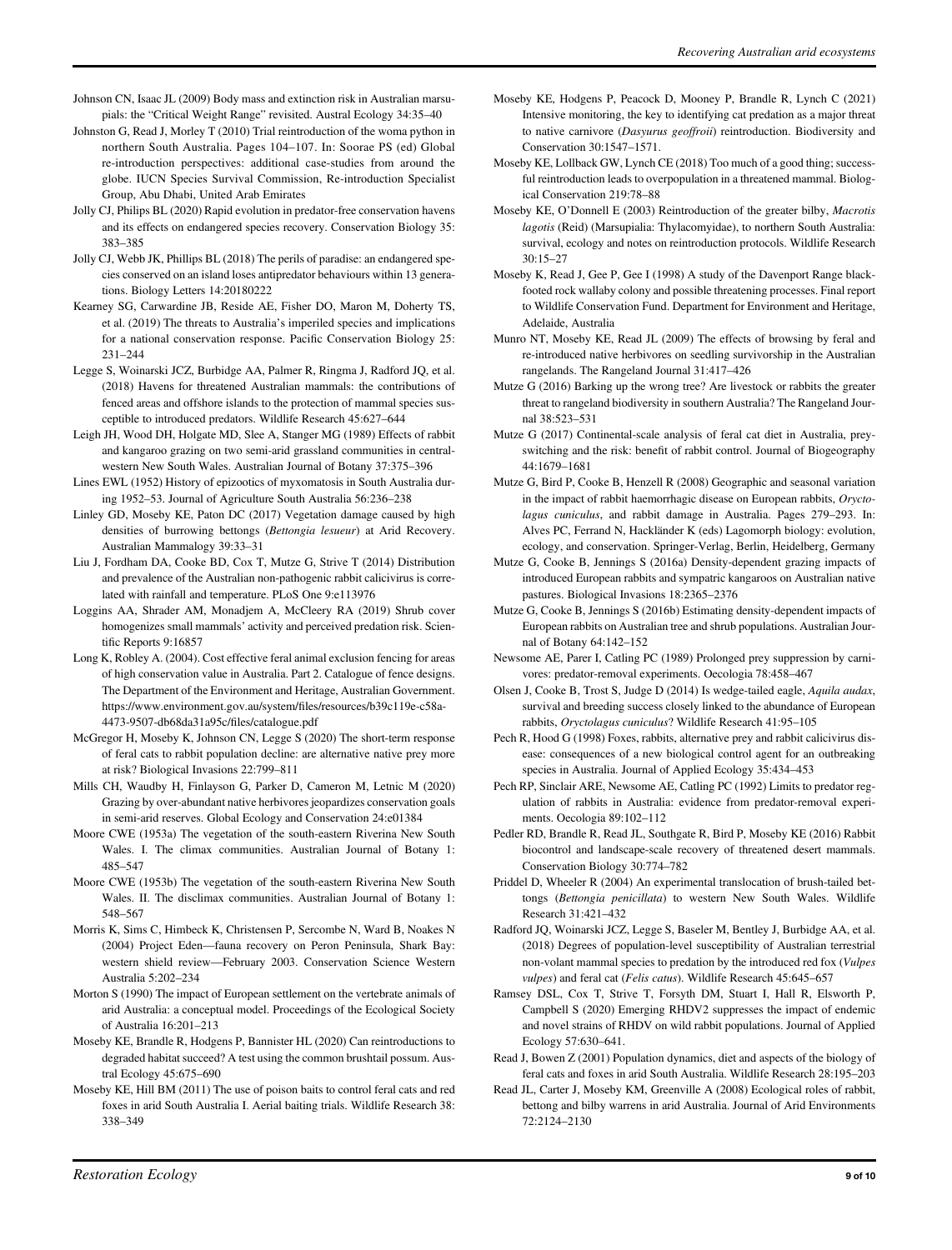Johnson CN, Isaac JL (2009) Body mass and extinction risk in Australian marsupials: the "Critical Weight Range" revisited. Austral Ecology 34:35–40

Johnston G, Read J, Morley T (2010) Trial reintroduction of the woma python in northern South Australia. Pages 104–107. In: Soorae PS (ed) Global re-introduction perspectives: additional case-studies from around the globe. IUCN Species Survival Commission, Re-introduction Specialist Group, Abu Dhabi, United Arab Emirates

Jolly CJ, Philips BL (2020) Rapid evolution in predator-free conservation havens and its effects on endangered species recovery. Conservation Biology 35: 383–385

Jolly CJ, Webb JK, Phillips BL (2018) The perils of paradise: an endangered species conserved on an island loses antipredator behaviours within 13 generations. Biology Letters 14:20180222

Kearney SG, Carwardine JB, Reside AE, Fisher DO, Maron M, Doherty TS, et al. (2019) The threats to Australia's imperiled species and implications for a national conservation response. Pacific Conservation Biology 25: 231–244

Legge S, Woinarski JCZ, Burbidge AA, Palmer R, Ringma J, Radford JQ, et al. (2018) Havens for threatened Australian mammals: the contributions of fenced areas and offshore islands to the protection of mammal species susceptible to introduced predators. Wildlife Research 45:627–644

Leigh JH, Wood DH, Holgate MD, Slee A, Stanger MG (1989) Effects of rabbit and kangaroo grazing on two semi-arid grassland communities in central-western New South Wales. Australian Journal of Botany 37:375–396

Lines EWL (1952) History of epizootics of myxomatosis in South Australia during 1952–53. Journal of Agriculture South Australia 56:236–238

Linley GD, Moseby KE, Paton DC (2017) Vegetation damage caused by high densities of burrowing bettongs (*Bettongia lesueur*) at Arid Recovery. Australian Mammalogy 39:33–31

Liu J, Fordham DA, Cooke BD, Cox T, Mutze G, Strive T (2014) Distribution and prevalence of the Australian non-pathogenic rabbit calicivirus is correlated with rainfall and temperature. PLoS One 9:e113976

Loggins AA, Shrader AM, Monadjem A, McCleery RA (2019) Shrub cover homogenizes small mammals' activity and perceived predation risk. Scientific Reports 9:16857

Long K, Robley A. (2004). Cost effective feral animal exclusion fencing for areas of high conservation value in Australia. Part 2. Catalogue of fence designs. The Department of the Environment and Heritage, Australian Government. https://www.environment.gov.au/system/files/resources/b39c119e-c58a-4473-9507-db68da31a95c/files/catalogue.pdf

McGregor H, Moseby K, Johnson CN, Legge S (2020) The short-term response of feral cats to rabbit population decline: are alternative native prey more at risk? Biological Invasions 22:799–811

Mills CH, Waudby H, Finlayson G, Parker D, Cameron M, Letnic M (2020) Grazing by over-abundant native herbivores jeopardizes conservation goals in semi-arid reserves. Global Ecology and Conservation 24:e01384

Moore CWE (1953a) The vegetation of the south-eastern Riverina New South Wales. I. The climax communities. Australian Journal of Botany 1: 485–547

Moore CWE (1953b) The vegetation of the south-eastern Riverina New South Wales. II. The disclimax communities. Australian Journal of Botany 1: 548–567

Morris K, Sims C, Himbeck K, Christensen P, Sercombe N, Ward B, Noakes N (2004) Project Eden—fauna recovery on Peron Peninsula, Shark Bay: western shield review—February 2003. Conservation Science Western Australia 5:202–234

Morton S (1990) The impact of European settlement on the vertebrate animals of arid Australia: a conceptual model. Proceedings of the Ecological Society of Australia 16:201–213

Moseby KE, Brandle R, Hodgens P, Bannister HL (2020) Can reintroductions to degraded habitat succeed? A test using the common brushtail possum. Austral Ecology 45:675–690

Moseby KE, Hill BM (2011) The use of poison baits to control feral cats and red foxes in arid South Australia I. Aerial baiting trials. Wildlife Research 38: 338–349

Moseby KE, Hodgens P, Peacock D, Mooney P, Brandle R, Lynch C (2021) Intensive monitoring, the key to identifying cat predation as a major threat to native carnivore (*Dasyurus geoffroii*) reintroduction. Biodiversity and Conservation 30:1547–1571.

Moseby KE, Lollback GW, Lynch CE (2018) Too much of a good thing; successful reintroduction leads to overpopulation in a threatened mammal. Biological Conservation 219:78–88

Moseby KE, O'Donnell E (2003) Reintroduction of the greater bilby, *Macrotis lagotis* (Reid) (Marsupialia: Thylacomyidae), to northern South Australia: survival, ecology and notes on reintroduction protocols. Wildlife Research 30:15–27

Moseby K, Read J, Gee P, Gee I (1998) A study of the Davenport Range black-footed rock wallaby colony and possible threatening processes. Final report to Wildlife Conservation Fund. Department for Environment and Heritage, Adelaide, Australia

Munro NT, Moseby KE, Read JL (2009) The effects of browsing by feral and re-introduced native herbivores on seedling survivorship in the Australian rangelands. The Rangeland Journal 31:417–426

Mutze G (2016) Barking up the wrong tree? Are livestock or rabbits the greater threat to rangeland biodiversity in southern Australia? The Rangeland Journal 38:523–531

Mutze G (2017) Continental-scale analysis of feral cat diet in Australia, prey-switching and the risk: benefit of rabbit control. Journal of Biogeography 44:1679–1681

Mutze G, Bird P, Cooke B, Henzell R (2008) Geographic and seasonal variation in the impact of rabbit haemorrhagic disease on European rabbits, *Oryctolagus cuniculus*, and rabbit damage in Australia. Pages 279–293. In: Alves PC, Ferrand N, Hackländer K (eds) Lagomorph biology: evolution, ecology, and conservation. Springer-Verlag, Berlin, Heidelberg, Germany

Mutze G, Cooke B, Jennings S (2016a) Density-dependent grazing impacts of introduced European rabbits and sympatric kangaroos on Australian native pastures. Biological Invasions 18:2365–2376

Mutze G, Cooke B, Jennings S (2016b) Estimating density-dependent impacts of European rabbits on Australian tree and shrub populations. Australian Journal of Botany 64:142–152

Newsome AE, Parer I, Catling PC (1989) Prolonged prey suppression by carnivores: predator-removal experiments. Oecologia 78:458–467

Olsen J, Cooke B, Trost S, Judge D (2014) Is wedge-tailed eagle, *Aquila audax*, survival and breeding success closely linked to the abundance of European rabbits, *Oryctolagus cuniculus*? Wildlife Research 41:95–105

Pech R, Hood G (1998) Foxes, rabbits, alternative prey and rabbit calicivirus disease: consequences of a new biological control agent for an outbreaking species in Australia. Journal of Applied Ecology 35:434–453

Pech RP, Sinclair ARE, Newsome AE, Catling PC (1992) Limits to predator regulation of rabbits in Australia: evidence from predator-removal experiments. Oecologia 89:102–112

Pedler RD, Brandle R, Read JL, Southgate R, Bird P, Moseby KE (2016) Rabbit biocontrol and landscape-scale recovery of threatened desert mammals. Conservation Biology 30:774–782

Priddel D, Wheeler R (2004) An experimental translocation of brush-tailed bettongs (*Bettongia penicillata*) to western New South Wales. Wildlife Research 31:421–432

Radford JQ, Woinarski JCZ, Legge S, Baseler M, Bentley J, Burbidge AA, et al. (2018) Degrees of population-level susceptibility of Australian terrestrial non-volant mammal species to predation by the introduced red fox (*Vulpes vulpes*) and feral cat (*Felis catus*). Wildlife Research 45:645–657

Ramsey DSL, Cox T, Strive T, Forsyth DM, Stuart I, Hall R, Elsworth P, Campbell S (2020) Emerging RHDV2 suppresses the impact of endemic and novel strains of RHDV on wild rabbit populations. Journal of Applied Ecology 57:630–641.

Read J, Bowen Z (2001) Population dynamics, diet and aspects of the biology of feral cats and foxes in arid South Australia. Wildlife Research 28:195–203

Read JL, Carter J, Moseby KM, Greenville A (2008) Ecological roles of rabbit, bettong and bilby warrens in arid Australia. Journal of Arid Environments 72:2124–2130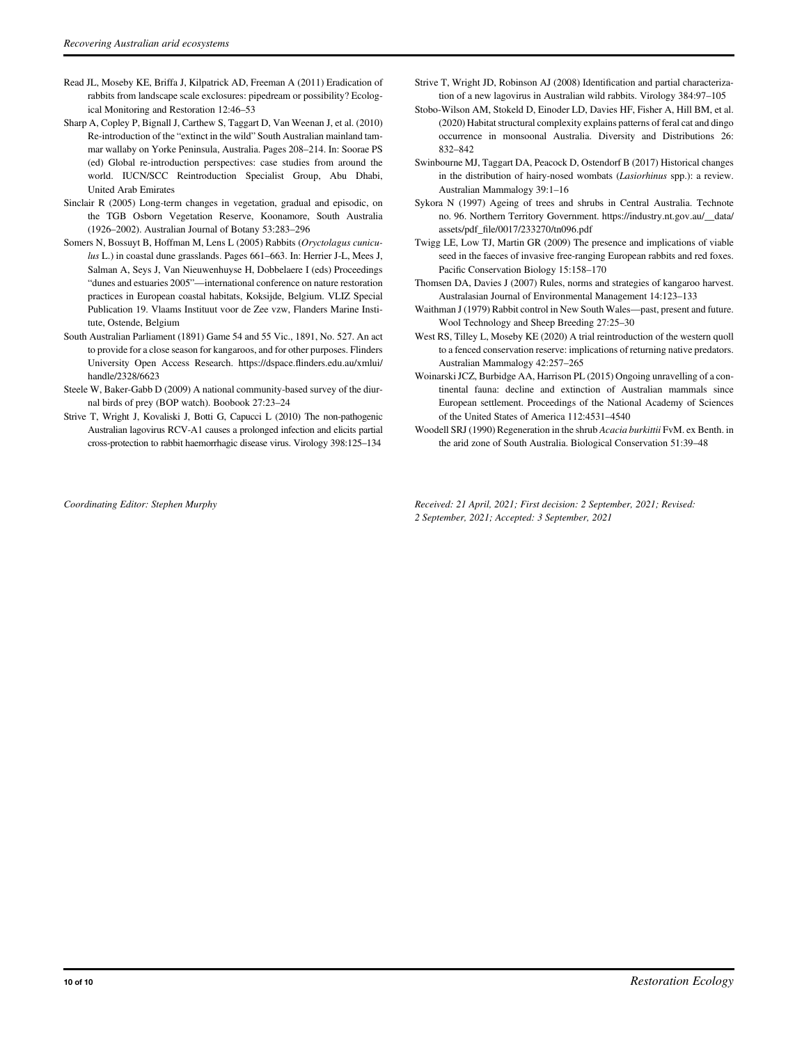Read JL, Moseby KE, Briffa J, Kilpatrick AD, Freeman A (2011) Eradication of rabbits from landscape scale exclosures: pipedream or possibility? Ecological Monitoring and Restoration 12:46–53

Sharp A, Copley P, Bignall J, Carthew S, Taggart D, Van Weenan J, et al. (2010) Re-introduction of the "extinct in the wild" South Australian mainland tammar wallaby on Yorke Peninsula, Australia. Pages 208–214. In: Soorae PS (ed) Global re-introduction perspectives: case studies from around the world. IUCN/SCC Reintroduction Specialist Group, Abu Dhabi, United Arab Emirates

Sinclair R (2005) Long-term changes in vegetation, gradual and episodic, on the TGB Osborn Vegetation Reserve, Koonamore, South Australia (1926–2002). Australian Journal of Botany 53:283–296

Somers N, Bossuyt B, Hoffman M, Lens L (2005) Rabbits (*Oryctolagus cuniculus* L.) in coastal dune grasslands. Pages 661–663. In: Herrier J-L, Mees J, Salman A, Seys J, Van Nieuwenhuyse H, Dobbelaere I (eds) Proceedings "dunes and estuaries 2005"—international conference on nature restoration practices in European coastal habitats, Koksijde, Belgium. VLIZ Special Publication 19. Vlaams Instituut voor de Zee vzw, Flanders Marine Institute, Ostende, Belgium

South Australian Parliament (1891) Game 54 and 55 Vic., 1891, No. 527. An act to provide for a close season for kangaroos, and for other purposes. Flinders University Open Access Research. https://dspace.flinders.edu.au/xmlui/handle/2328/6623

Steele W, Baker-Gabb D (2009) A national community-based survey of the diurnal birds of prey (BOP watch). Boobook 27:23–24

Strive T, Wright J, Kovaliski J, Botti G, Capucci L (2010) The non-pathogenic Australian lagovirus RCV-A1 causes a prolonged infection and elicits partial cross-protection to rabbit haemorrhagic disease virus. Virology 398:125–134

Strive T, Wright JD, Robinson AJ (2008) Identification and partial characterization of a new lagovirus in Australian wild rabbits. Virology 384:97–105

Stobo-Wilson AM, Stokeld D, Einoder LD, Davies HF, Fisher A, Hill BM, et al. (2020) Habitat structural complexity explains patterns of feral cat and dingo occurrence in monsoonal Australia. Diversity and Distributions 26: 832–842

Swinbourne MJ, Taggart DA, Peacock D, Ostendorf B (2017) Historical changes in the distribution of hairy-nosed wombats (*Lasiorhinus* spp.): a review. Australian Mammalogy 39:1–16

Sykora N (1997) Ageing of trees and shrubs in Central Australia. Technote no. 96. Northern Territory Government. https://industry.nt.gov.au/__data/assets/pdf_file/0017/233270/tn096.pdf

Twigg LE, Low TJ, Martin GR (2009) The presence and implications of viable seed in the faeces of invasive free-ranging European rabbits and red foxes. Pacific Conservation Biology 15:158–170

Thomsen DA, Davies J (2007) Rules, norms and strategies of kangaroo harvest. Australasian Journal of Environmental Management 14:123–133

Waithman J (1979) Rabbit control in New South Wales—past, present and future. Wool Technology and Sheep Breeding 27:25–30

West RS, Tilley L, Moseby KE (2020) A trial reintroduction of the western quoll to a fenced conservation reserve: implications of returning native predators. Australian Mammalogy 42:257–265

Woinarski JCZ, Burbidge AA, Harrison PL (2015) Ongoing unravelling of a continental fauna: decline and extinction of Australian mammals since European settlement. Proceedings of the National Academy of Sciences of the United States of America 112:4531–4540

Woodell SRJ (1990) Regeneration in the shrub *Acacia burkittii* FvM. ex Benth. in the arid zone of South Australia. Biological Conservation 51:39–48

*Coordinating Editor: Stephen Murphy*

*Received: 21 April, 2021; First decision: 2 September, 2021; Revised: 2 September, 2021; Accepted: 3 September, 2021*